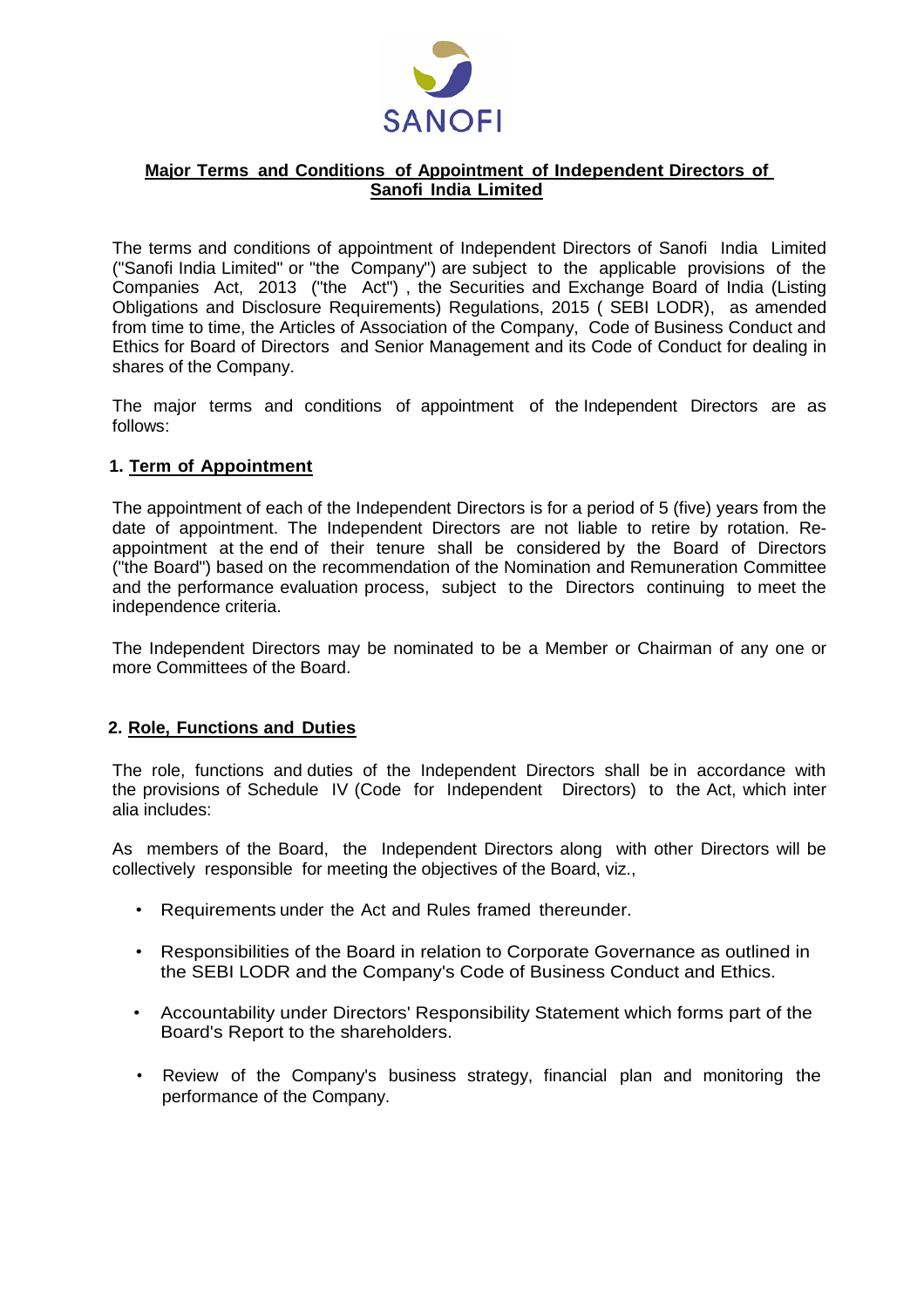**SANOFI**

## Major Terms and Conditions of Appointment of Independent Directors of Sanofi India Limited

The terms and conditions of appointment of Independent Directors of Sanofi India Limited ("Sanofi India Limited" or "the Company") are subject to the applicable provisions of the Companies Act, 2013 ("the Act") , the Securities and Exchange Board of India (Listing Obligations and Disclosure Requirements) Regulations, 2015 ( SEBI LODR), as amended from time to time, the Articles of Association of the Company, Code of Business Conduct and Ethics for Board of Directors and Senior Management and its Code of Conduct for dealing in shares of the Company.

The major terms and conditions of appointment of the Independent Directors are as follows:

### 1. Term of Appointment

The appointment of each of the Independent Directors is for a period of 5 (five) years from the date of appointment. The Independent Directors are not liable to retire by rotation. Re-appointment at the end of their tenure shall be considered by the Board of Directors ("the Board") based on the recommendation of the Nomination and Remuneration Committee and the performance evaluation process, subject to the Directors continuing to meet the independence criteria.

The Independent Directors may be nominated to be a Member or Chairman of any one or more Committees of the Board.

### 2. Role, Functions and Duties

The role, functions and duties of the Independent Directors shall be in accordance with the provisions of Schedule IV (Code for Independent Directors) to the Act, which inter alia includes:

As members of the Board, the Independent Directors along with other Directors will be collectively responsible for meeting the objectives of the Board, viz.,

- Requirements under the Act and Rules framed thereunder.
- Responsibilities of the Board in relation to Corporate Governance as outlined in the SEBI LODR and the Company's Code of Business Conduct and Ethics.
- Accountability under Directors' Responsibility Statement which forms part of the Board's Report to the shareholders.
- Review of the Company's business strategy, financial plan and monitoring the performance of the Company.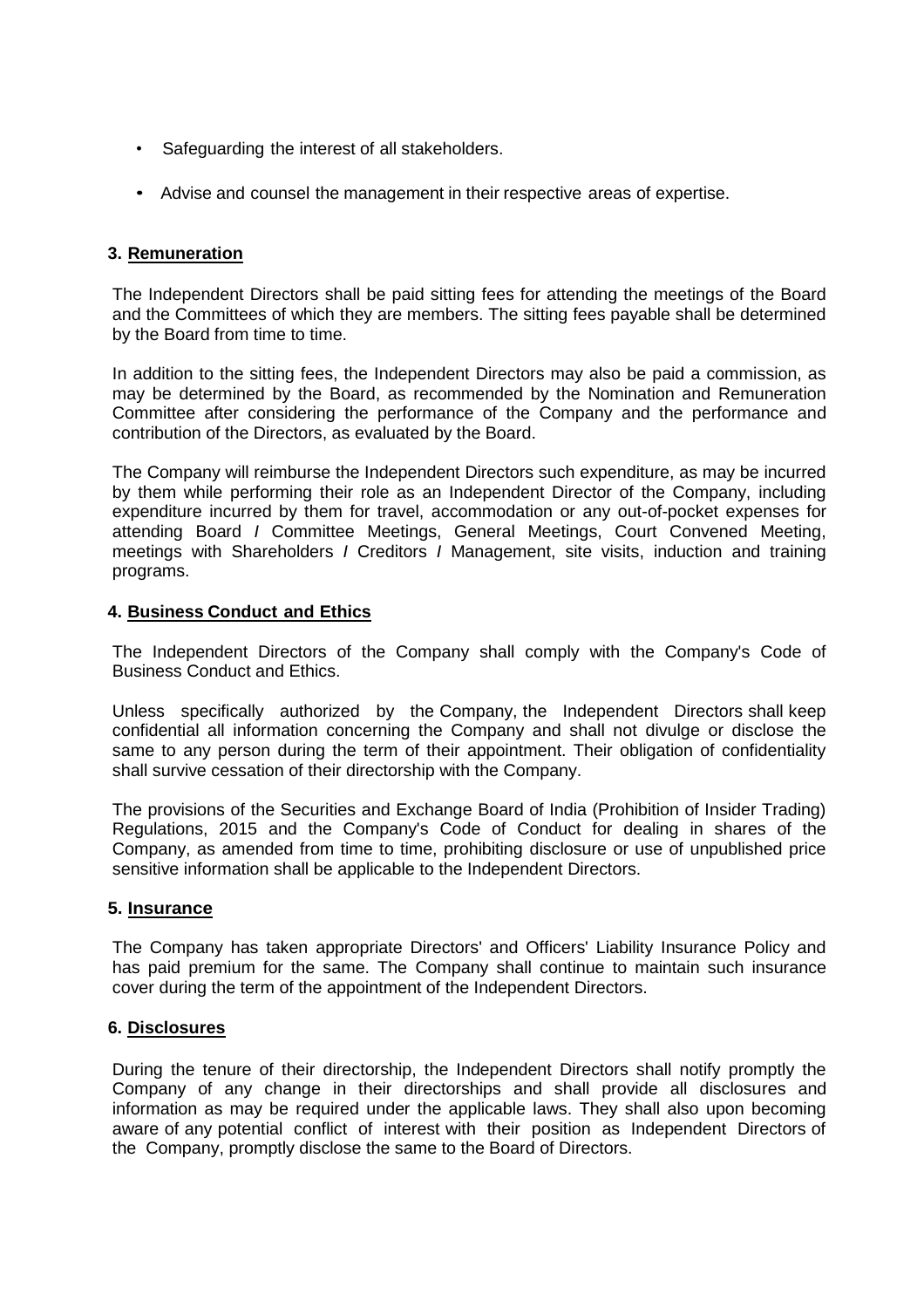- Safeguarding the interest of all stakeholders.
- Advise and counsel the management in their respective areas of expertise.

### 3. Remuneration

The Independent Directors shall be paid sitting fees for attending the meetings of the Board and the Committees of which they are members. The sitting fees payable shall be determined by the Board from time to time.

In addition to the sitting fees, the Independent Directors may also be paid a commission, as may be determined by the Board, as recommended by the Nomination and Remuneration Committee after considering the performance of the Company and the performance and contribution of the Directors, as evaluated by the Board.

The Company will reimburse the Independent Directors such expenditure, as may be incurred by them while performing their role as an Independent Director of the Company, including expenditure incurred by them for travel, accommodation or any out-of-pocket expenses for attending Board / Committee Meetings, General Meetings, Court Convened Meeting, meetings with Shareholders / Creditors / Management, site visits, induction and training programs.

### 4. Business Conduct and Ethics

The Independent Directors of the Company shall comply with the Company's Code of Business Conduct and Ethics.

Unless specifically authorized by the Company, the Independent Directors shall keep confidential all information concerning the Company and shall not divulge or disclose the same to any person during the term of their appointment. Their obligation of confidentiality shall survive cessation of their directorship with the Company.

The provisions of the Securities and Exchange Board of India (Prohibition of Insider Trading) Regulations, 2015 and the Company's Code of Conduct for dealing in shares of the Company, as amended from time to time, prohibiting disclosure or use of unpublished price sensitive information shall be applicable to the Independent Directors.

### 5. Insurance

The Company has taken appropriate Directors' and Officers' Liability Insurance Policy and has paid premium for the same. The Company shall continue to maintain such insurance cover during the term of the appointment of the Independent Directors.

### 6. Disclosures

During the tenure of their directorship, the Independent Directors shall notify promptly the Company of any change in their directorships and shall provide all disclosures and information as may be required under the applicable laws. They shall also upon becoming aware of any potential conflict of interest with their position as Independent Directors of the Company, promptly disclose the same to the Board of Directors.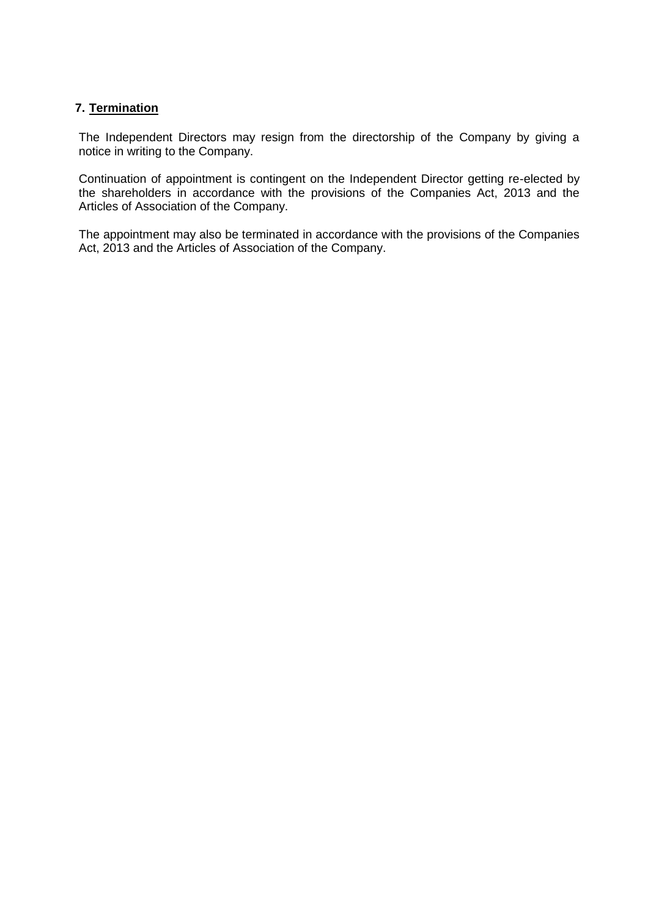## 7. **Termination**

The Independent Directors may resign from the directorship of the Company by giving a notice in writing to the Company.

Continuation of appointment is contingent on the Independent Director getting re-elected by the shareholders in accordance with the provisions of the Companies Act, 2013 and the Articles of Association of the Company.

The appointment may also be terminated in accordance with the provisions of the Companies Act, 2013 and the Articles of Association of the Company.